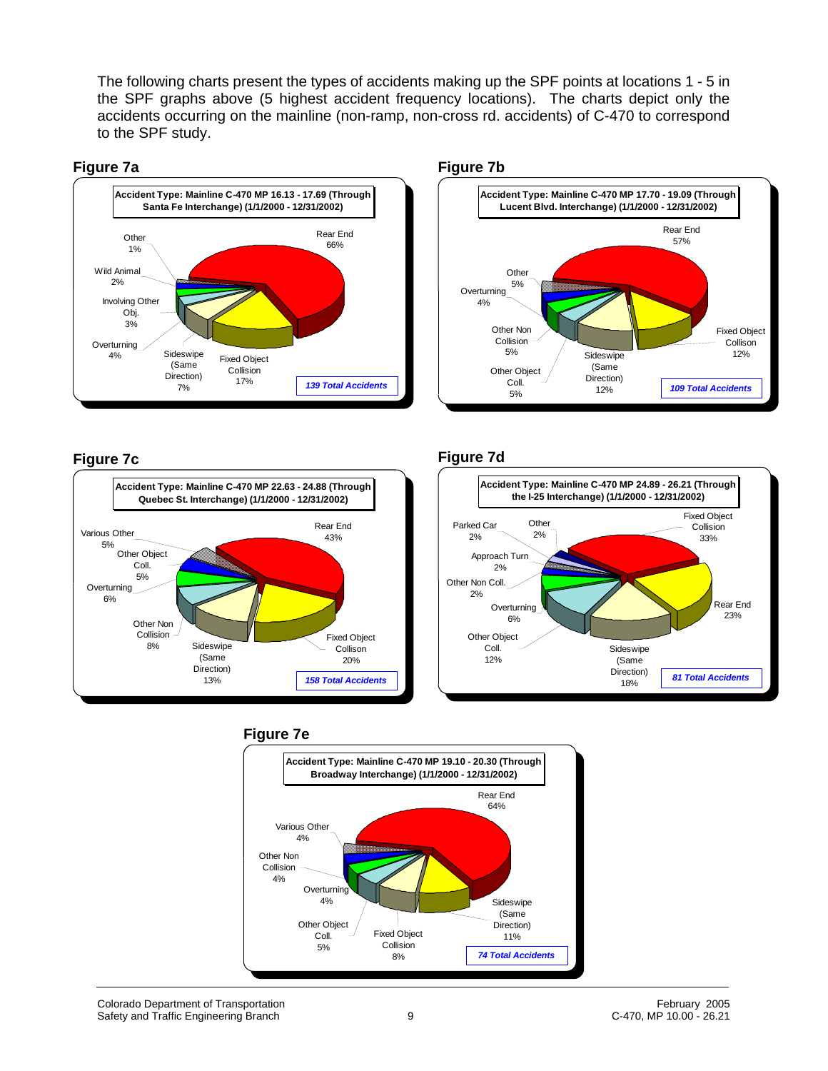The following charts present the types of accidents making up the SPF points at locations 1 - 5 in the SPF graphs above (5 highest accident frequency locations). The charts depict only the accidents occurring on the mainline (non-ramp, non-cross rd. accidents) of C-470 to correspond to the SPF study.

### Figure 7a

**Accident Type: Mainline C-470 MP 16.13 - 17.69 (Through Santa Fe Interchange) (1/1/2000 - 12/31/2002)**

| Accident Type | Percent |
| --- | --- |
| Rear End | 66% |
| Fixed Object Collision | 17% |
| Sideswipe (Same Direction) | 7% |
| Overturning | 4% |
| Involving Other Obj. | 3% |
| Wild Animal | 2% |
| Other | 1% |

*139 Total Accidents*

### Figure 7b

**Accident Type: Mainline C-470 MP 17.70 - 19.09 (Through Lucent Blvd. Interchange) (1/1/2000 - 12/31/2002)**

| Accident Type | Percent |
| --- | --- |
| Rear End | 57% |
| Fixed Object Collison | 12% |
| Sideswipe (Same Direction) | 12% |
| Other Object Coll. | 5% |
| Other Non Collision | 5% |
| Overturning | 4% |
| Other | 5% |

*109 Total Accidents*

### Figure 7c

**Accident Type: Mainline C-470 MP 22.63 - 24.88 (Through Quebec St. Interchange) (1/1/2000 - 12/31/2002)**

| Accident Type | Percent |
| --- | --- |
| Rear End | 43% |
| Fixed Object Collison | 20% |
| Sideswipe (Same Direction) | 13% |
| Other Non Collision | 8% |
| Overturning | 6% |
| Other Object Coll. | 5% |
| Various Other | 5% |

*158 Total Accidents*

### Figure 7d

**Accident Type: Mainline C-470 MP 24.89 - 26.21 (Through the I-25 Interchange) (1/1/2000 - 12/31/2002)**

| Accident Type | Percent |
| --- | --- |
| Fixed Object Collision | 33% |
| Rear End | 23% |
| Sideswipe (Same Direction) | 18% |
| Other Object Coll. | 12% |
| Overturning | 6% |
| Other Non Coll. | 2% |
| Approach Turn | 2% |
| Parked Car | 2% |
| Other | 2% |

*81 Total Accidents*

### Figure 7e

**Accident Type: Mainline C-470 MP 19.10 - 20.30 (Through Broadway Interchange) (1/1/2000 - 12/31/2002)**

| Accident Type | Percent |
| --- | --- |
| Rear End | 64% |
| Sideswipe (Same Direction) | 11% |
| Fixed Object Collision | 8% |
| Other Object Coll. | 5% |
| Overturning | 4% |
| Other Non Collision | 4% |
| Various Other | 4% |

*74 Total Accidents*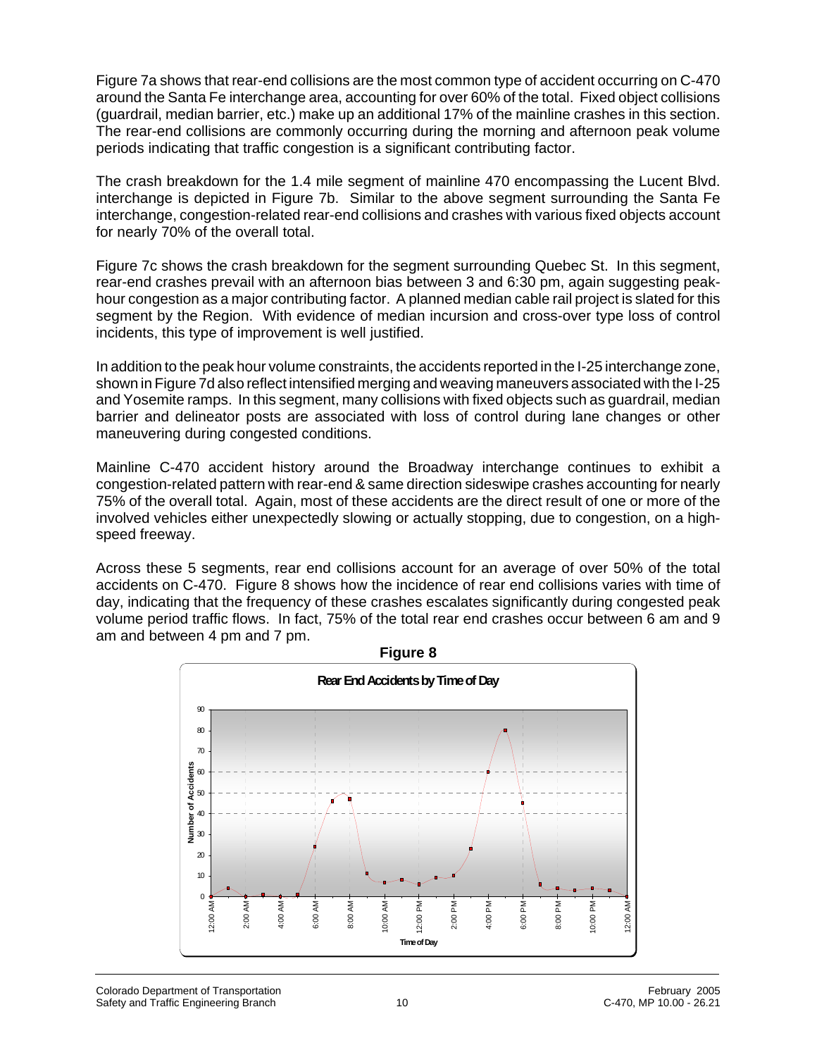Figure 7a shows that rear-end collisions are the most common type of accident occurring on C-470 around the Santa Fe interchange area, accounting for over 60% of the total. Fixed object collisions (guardrail, median barrier, etc.) make up an additional 17% of the mainline crashes in this section. The rear-end collisions are commonly occurring during the morning and afternoon peak volume periods indicating that traffic congestion is a significant contributing factor.

The crash breakdown for the 1.4 mile segment of mainline 470 encompassing the Lucent Blvd. interchange is depicted in Figure 7b. Similar to the above segment surrounding the Santa Fe interchange, congestion-related rear-end collisions and crashes with various fixed objects account for nearly 70% of the overall total.

Figure 7c shows the crash breakdown for the segment surrounding Quebec St. In this segment, rear-end crashes prevail with an afternoon bias between 3 and 6:30 pm, again suggesting peak-hour congestion as a major contributing factor. A planned median cable rail project is slated for this segment by the Region. With evidence of median incursion and cross-over type loss of control incidents, this type of improvement is well justified.

In addition to the peak hour volume constraints, the accidents reported in the I-25 interchange zone, shown in Figure 7d also reflect intensified merging and weaving maneuvers associated with the I-25 and Yosemite ramps. In this segment, many collisions with fixed objects such as guardrail, median barrier and delineator posts are associated with loss of control during lane changes or other maneuvering during congested conditions.

Mainline C-470 accident history around the Broadway interchange continues to exhibit a congestion-related pattern with rear-end & same direction sideswipe crashes accounting for nearly 75% of the overall total. Again, most of these accidents are the direct result of one or more of the involved vehicles either unexpectedly slowing or actually stopping, due to congestion, on a high-speed freeway.

Across these 5 segments, rear end collisions account for an average of over 50% of the total accidents on C-470. Figure 8 shows how the incidence of rear end collisions varies with time of day, indicating that the frequency of these crashes escalates significantly during congested peak volume period traffic flows. In fact, 75% of the total rear end crashes occur between 6 am and 9 am and between 4 pm and 7 pm.

**Figure 8**

**Rear End Accidents by Time of Day**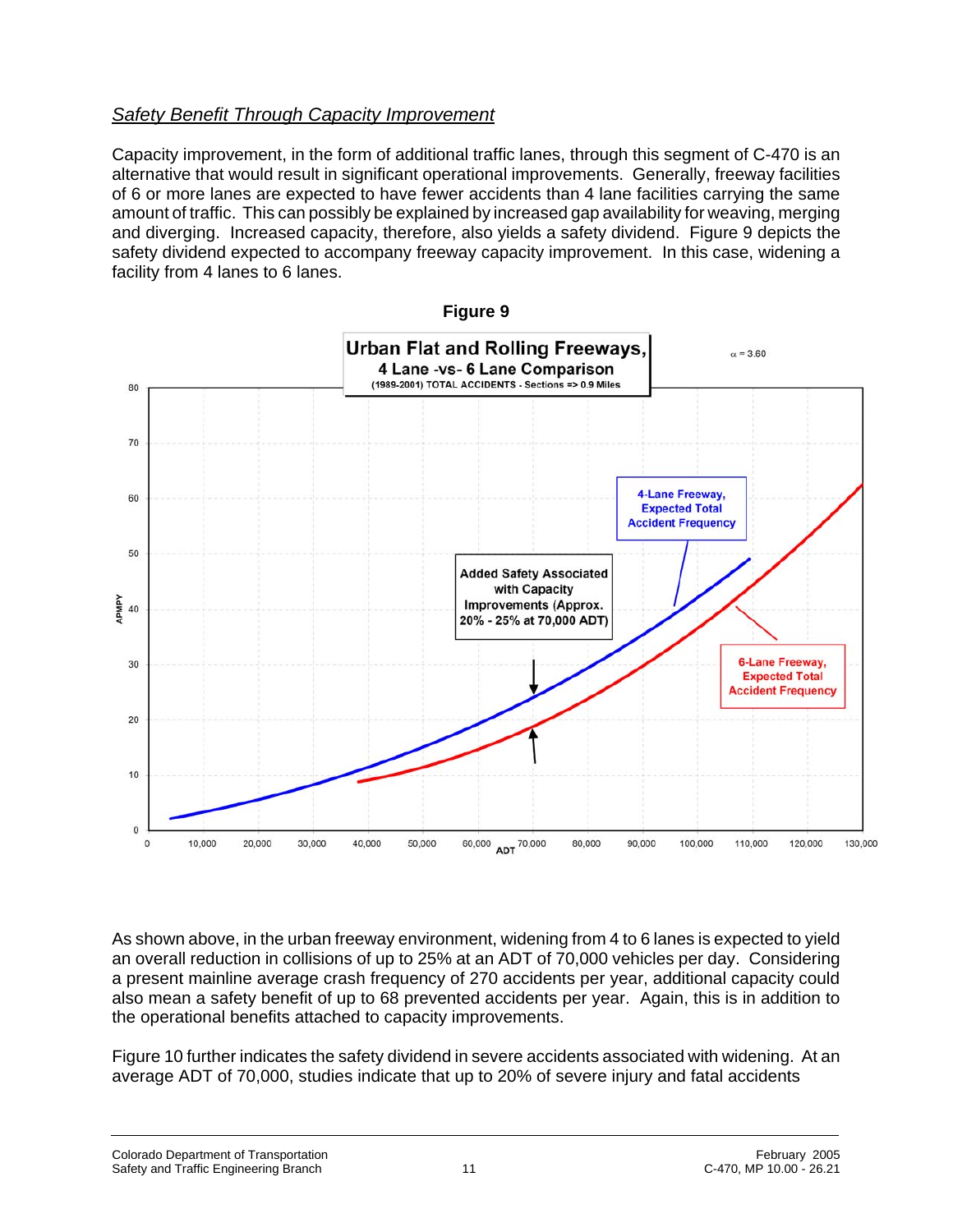*Safety Benefit Through Capacity Improvement*

Capacity improvement, in the form of additional traffic lanes, through this segment of C-470 is an alternative that would result in significant operational improvements. Generally, freeway facilities of 6 or more lanes are expected to have fewer accidents than 4 lane facilities carrying the same amount of traffic. This can possibly be explained by increased gap availability for weaving, merging and diverging. Increased capacity, therefore, also yields a safety dividend. Figure 9 depicts the safety dividend expected to accompany freeway capacity improvement. In this case, widening a facility from 4 lanes to 6 lanes.

**Figure 9**

As shown above, in the urban freeway environment, widening from 4 to 6 lanes is expected to yield an overall reduction in collisions of up to 25% at an ADT of 70,000 vehicles per day. Considering a present mainline average crash frequency of 270 accidents per year, additional capacity could also mean a safety benefit of up to 68 prevented accidents per year. Again, this is in addition to the operational benefits attached to capacity improvements.

Figure 10 further indicates the safety dividend in severe accidents associated with widening. At an average ADT of 70,000, studies indicate that up to 20% of severe injury and fatal accidents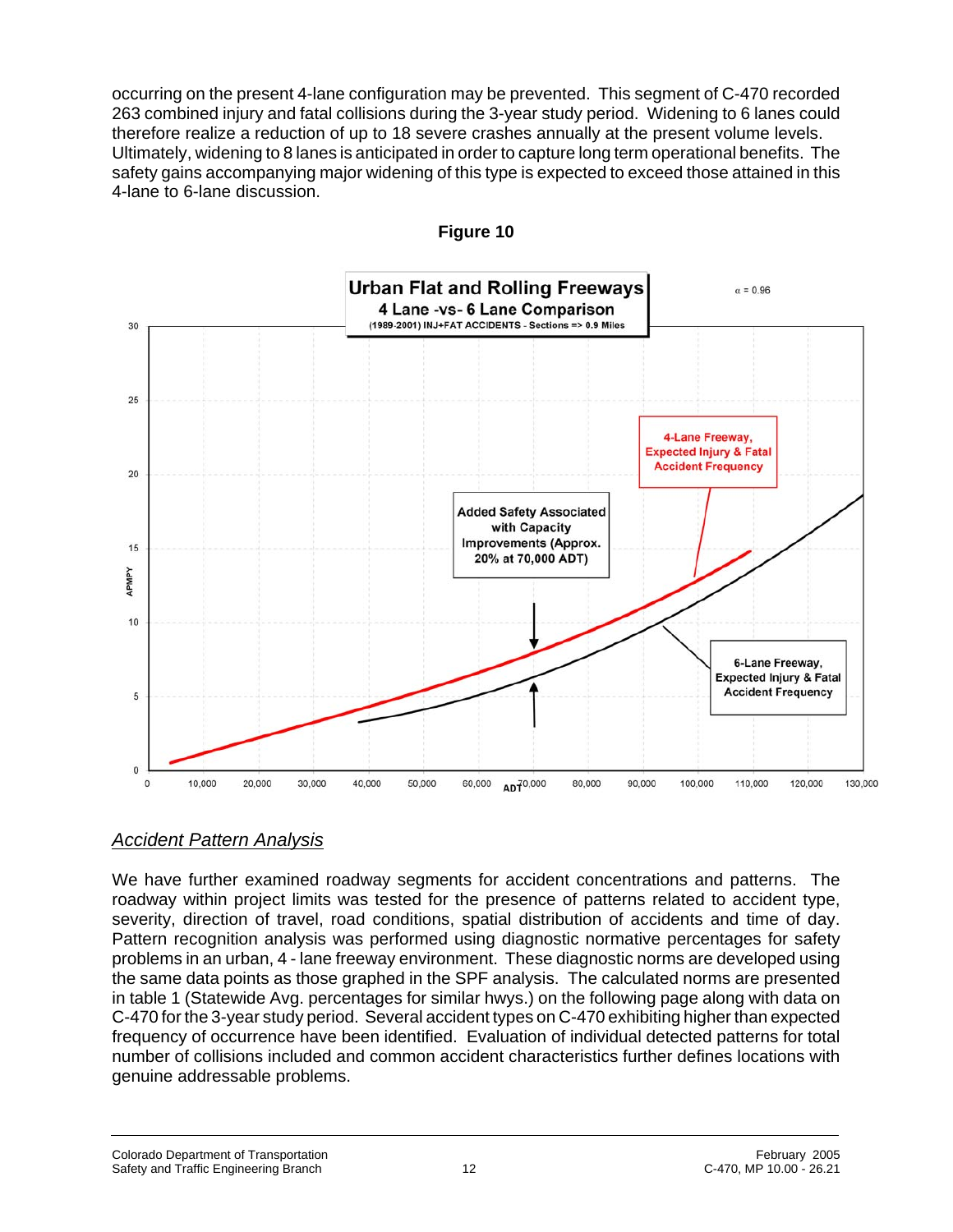occurring on the present 4-lane configuration may be prevented. This segment of C-470 recorded 263 combined injury and fatal collisions during the 3-year study period. Widening to 6 lanes could therefore realize a reduction of up to 18 severe crashes annually at the present volume levels. Ultimately, widening to 8 lanes is anticipated in order to capture long term operational benefits. The safety gains accompanying major widening of this type is expected to exceed those attained in this 4-lane to 6-lane discussion.

**Figure 10**

Urban Flat and Rolling Freeways
4 Lane -vs- 6 Lane Comparison
(1989-2001) INJ+FAT ACCIDENTS - Sections => 0.9 Miles

α = 0.96

APMPY

0
5
10
15
20
25
30

ADT

0
10,000
20,000
30,000
40,000
50,000
60,000
70,000
80,000
90,000
100,000
110,000
120,000
130,000

4-Lane Freeway, Expected Injury & Fatal Accident Frequency

Added Safety Associated with Capacity Improvements (Approx. 20% at 70,000 ADT)

6-Lane Freeway, Expected Injury & Fatal Accident Frequency

## *Accident Pattern Analysis*

We have further examined roadway segments for accident concentrations and patterns. The roadway within project limits was tested for the presence of patterns related to accident type, severity, direction of travel, road conditions, spatial distribution of accidents and time of day. Pattern recognition analysis was performed using diagnostic normative percentages for safety problems in an urban, 4 - lane freeway environment. These diagnostic norms are developed using the same data points as those graphed in the SPF analysis. The calculated norms are presented in table 1 (Statewide Avg. percentages for similar hwys.) on the following page along with data on C-470 for the 3-year study period. Several accident types on C-470 exhibiting higher than expected frequency of occurrence have been identified. Evaluation of individual detected patterns for total number of collisions included and common accident characteristics further defines locations with genuine addressable problems.